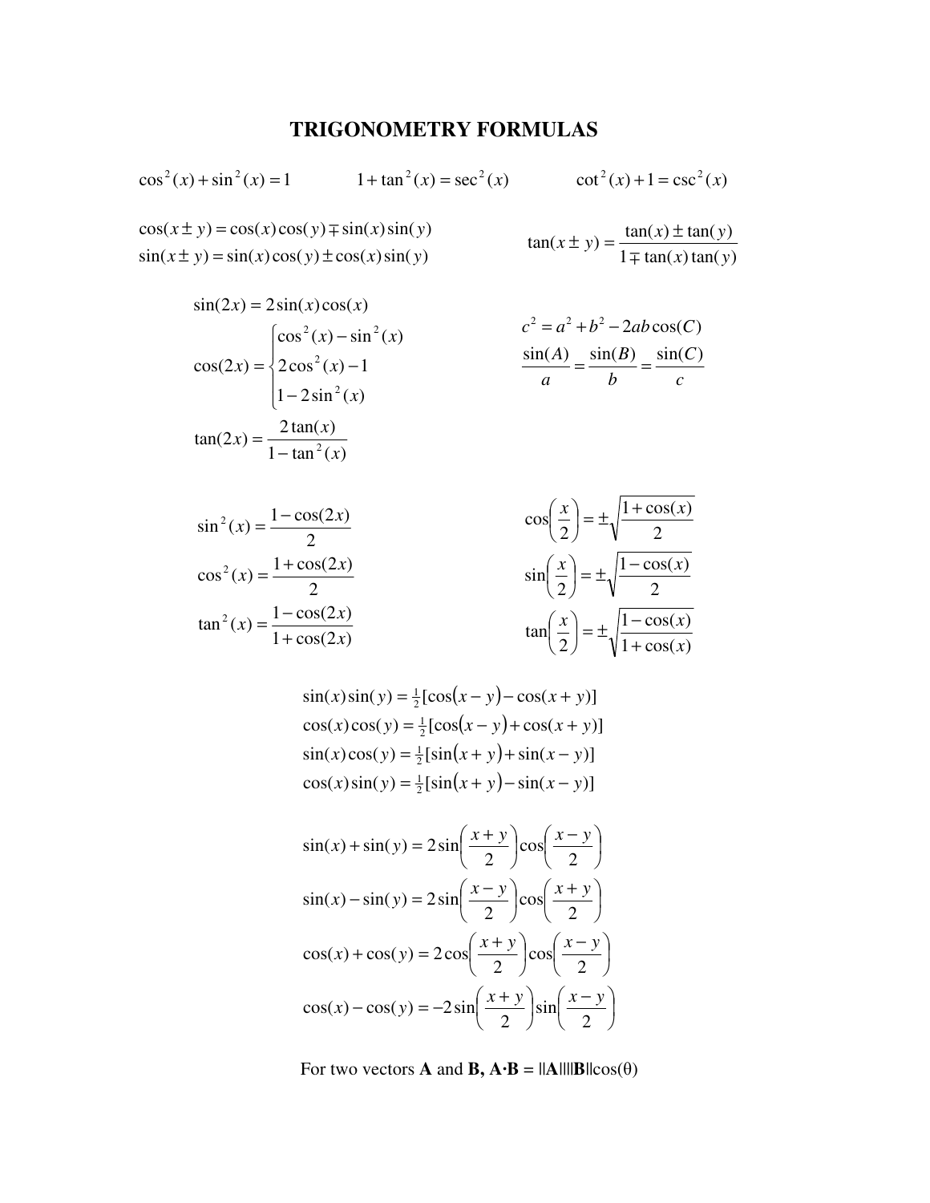# TRIGONOMETRY FORMULAS

$$\cos^2(x) + \sin^2(x) = 1 \qquad 1 + \tan^2(x) = \sec^2(x) \qquad \cot^2(x) + 1 = \csc^2(x)$$

$$\cos(x \pm y) = \cos(x)\cos(y) \mp \sin(x)\sin(y)$$
$$\sin(x \pm y) = \sin(x)\cos(y) \pm \cos(x)\sin(y)$$

$$\tan(x \pm y) = \frac{\tan(x) \pm \tan(y)}{1 \mp \tan(x)\tan(y)}$$

$$\sin(2x) = 2\sin(x)\cos(x)$$

$$\cos(2x) = \begin{cases} \cos^2(x) - \sin^2(x) \\ 2\cos^2(x) - 1 \\ 1 - 2\sin^2(x) \end{cases}$$

$$\tan(2x) = \frac{2\tan(x)}{1 - \tan^2(x)}$$

$$c^2 = a^2 + b^2 - 2ab\cos(C)$$

$$\frac{\sin(A)}{a} = \frac{\sin(B)}{b} = \frac{\sin(C)}{c}$$

$$\sin^2(x) = \frac{1 - \cos(2x)}{2}$$

$$\cos^2(x) = \frac{1 + \cos(2x)}{2}$$

$$\tan^2(x) = \frac{1 - \cos(2x)}{1 + \cos(2x)}$$

$$\cos\left(\frac{x}{2}\right) = \pm\sqrt{\frac{1 + \cos(x)}{2}}$$

$$\sin\left(\frac{x}{2}\right) = \pm\sqrt{\frac{1 - \cos(x)}{2}}$$

$$\tan\left(\frac{x}{2}\right) = \pm\sqrt{\frac{1 - \cos(x)}{1 + \cos(x)}}$$

$$\sin(x)\sin(y) = \tfrac{1}{2}[\cos(x - y) - \cos(x + y)]$$
$$\cos(x)\cos(y) = \tfrac{1}{2}[\cos(x - y) + \cos(x + y)]$$
$$\sin(x)\cos(y) = \tfrac{1}{2}[\sin(x + y) + \sin(x - y)]$$
$$\cos(x)\sin(y) = \tfrac{1}{2}[\sin(x + y) - \sin(x - y)]$$

$$\sin(x) + \sin(y) = 2\sin\left(\frac{x + y}{2}\right)\cos\left(\frac{x - y}{2}\right)$$
$$\sin(x) - \sin(y) = 2\sin\left(\frac{x - y}{2}\right)\cos\left(\frac{x + y}{2}\right)$$
$$\cos(x) + \cos(y) = 2\cos\left(\frac{x + y}{2}\right)\cos\left(\frac{x - y}{2}\right)$$
$$\cos(x) - \cos(y) = -2\sin\left(\frac{x + y}{2}\right)\sin\left(\frac{x - y}{2}\right)$$

For two vectors **A** and **B**, $\mathbf{A} \cdot \mathbf{B} = \|\mathbf{A}\|\|\mathbf{B}\|\cos(\theta)$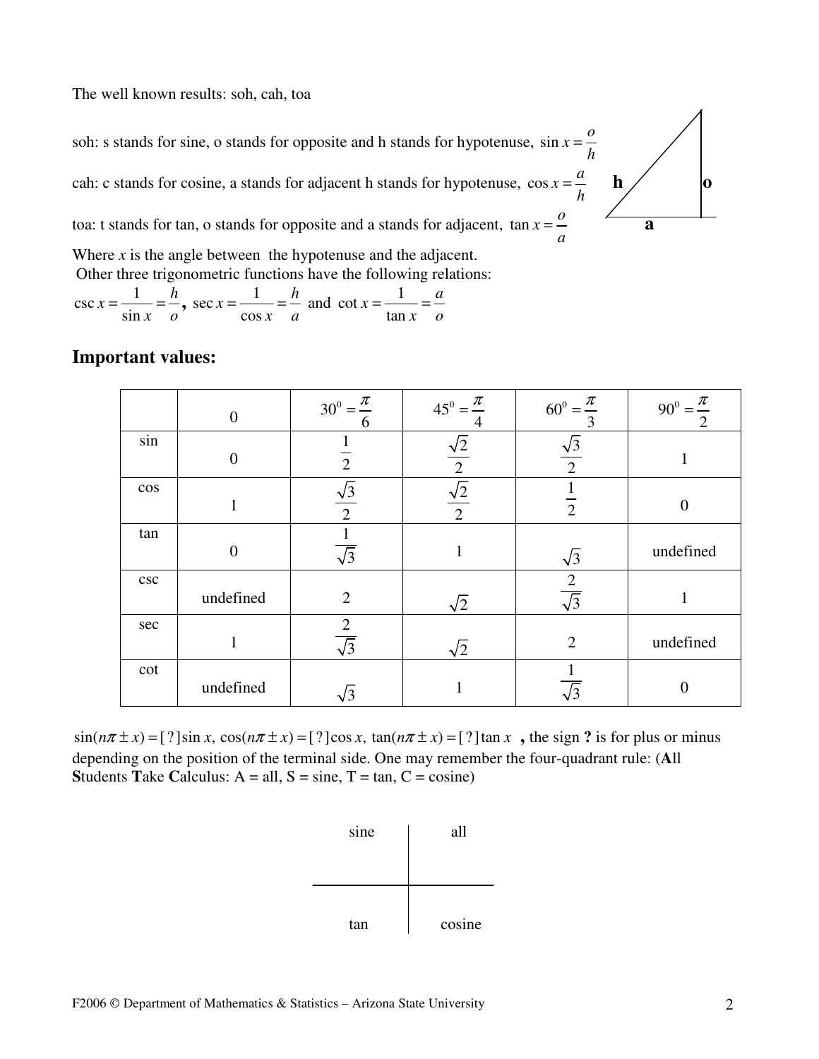The well known results: soh, cah, toa

soh: s stands for sine, o stands for opposite and h stands for hypotenuse, $\sin x = \frac{o}{h}$

cah: c stands for cosine, a stands for adjacent h stands for hypotenuse, $\cos x = \frac{a}{h}$

toa: t stands for tan, o stands for opposite and a stands for adjacent, $\tan x = \frac{o}{a}$

Where $x$ is the angle between the hypotenuse and the adjacent.

Other three trigonometric functions have the following relations:

$\csc x = \frac{1}{\sin x} = \frac{h}{o}$, $\sec x = \frac{1}{\cos x} = \frac{h}{a}$ and $\cot x = \frac{1}{\tan x} = \frac{a}{o}$

## Important values:

| | $0$ | $30^0 = \frac{\pi}{6}$ | $45^0 = \frac{\pi}{4}$ | $60^0 = \frac{\pi}{3}$ | $90^0 = \frac{\pi}{2}$ |
|---|---|---|---|---|---|
| sin | $0$ | $\frac{1}{2}$ | $\frac{\sqrt{2}}{2}$ | $\frac{\sqrt{3}}{2}$ | $1$ |
| cos | $1$ | $\frac{\sqrt{3}}{2}$ | $\frac{\sqrt{2}}{2}$ | $\frac{1}{2}$ | $0$ |
| tan | $0$ | $\frac{1}{\sqrt{3}}$ | $1$ | $\sqrt{3}$ | undefined |
| csc | undefined | $2$ | $\sqrt{2}$ | $\frac{2}{\sqrt{3}}$ | $1$ |
| sec | $1$ | $\frac{2}{\sqrt{3}}$ | $\sqrt{2}$ | $2$ | undefined |
| cot | undefined | $\sqrt{3}$ | $1$ | $\frac{1}{\sqrt{3}}$ | $0$ |

$\sin(n\pi \pm x) = [\,?\,]\sin x$, $\cos(n\pi \pm x) = [\,?\,]\cos x$, $\tan(n\pi \pm x) = [\,?\,]\tan x$ **,** the sign **?** is for plus or minus depending on the position of the terminal side. One may remember the four-quadrant rule: (**A**ll **S**tudents **T**ake **C**alculus: A = all, S = sine, T = tan, C = cosine)

| sine | all |
|---|---|
| tan | cosine |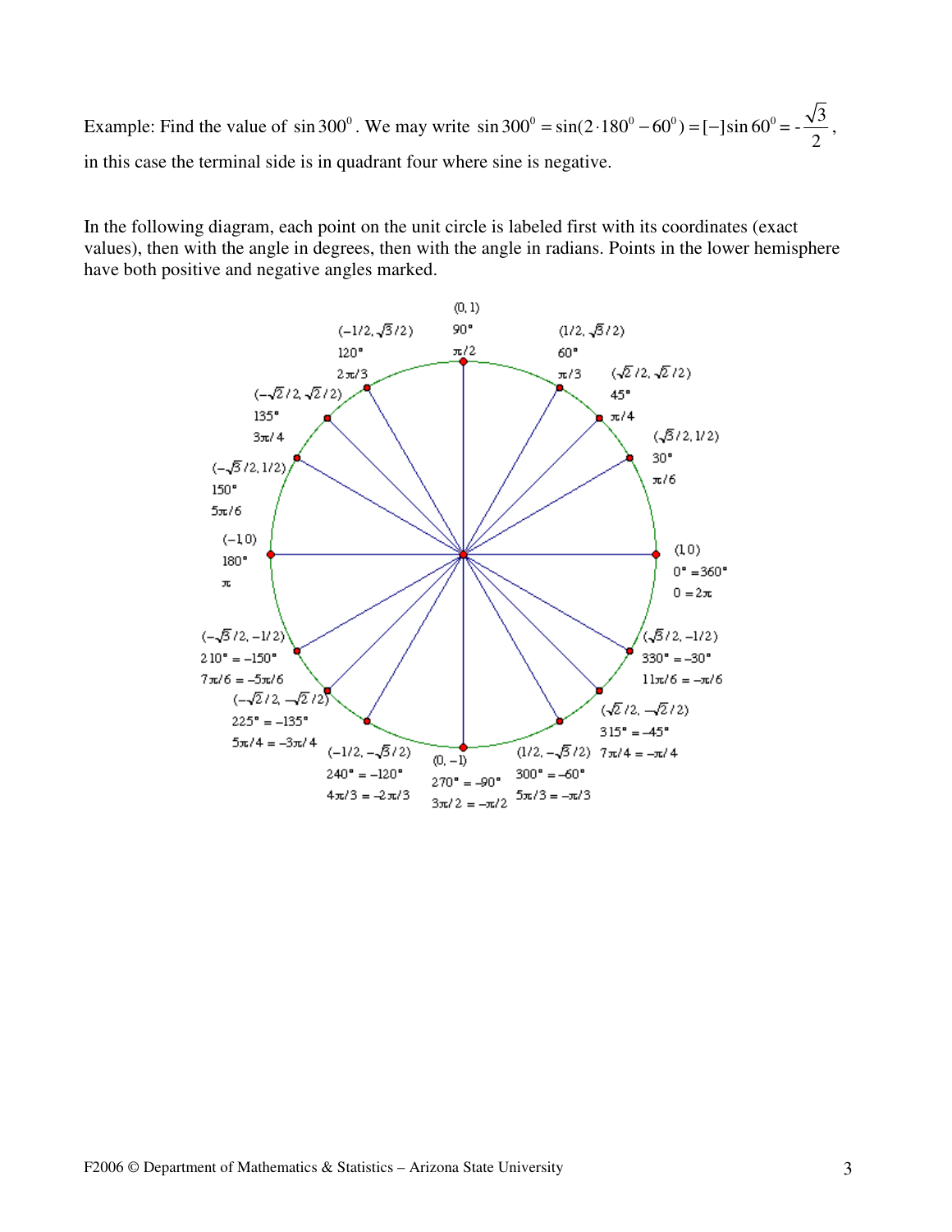Example: Find the value of $\sin 300^0$. We may write $\sin 300^0 = \sin(2 \cdot 180^0 - 60^0) = [-]\sin 60^0 = -\dfrac{\sqrt{3}}{2}$, in this case the terminal side is in quadrant four where sine is negative.

In the following diagram, each point on the unit circle is labeled first with its coordinates (exact values), then with the angle in degrees, then with the angle in radians. Points in the lower hemisphere have both positive and negative angles marked.

(0, 1)
90°
π/2

(1/2, √3/2)
60°
π/3

(√2/2, √2/2)
45°
π/4

(√3/2, 1/2)
30°
π/6

(1,0)
0° = 360°
0 = 2π

(√3/2, −1/2)
330° = −30°
11π/6 = −π/6

(√2/2, −√2/2)
315° = −45°
7π/4 = −π/4

(1/2, −√3/2)
300° = −60°
5π/3 = −π/3

(0, −1)
270° = −90°
3π/2 = −π/2

(−1/2, −√3/2)
240° = −120°
4π/3 = −2π/3

(−√2/2, −√2/2)
225° = −135°
5π/4 = −3π/4

(−√3/2, −1/2)
210° = −150°
7π/6 = −5π/6

(−1,0)
180°
π

(−√3/2, 1/2)
150°
5π/6

(−√2/2, √2/2)
135°
3π/4

(−1/2, √3/2)
120°
2π/3